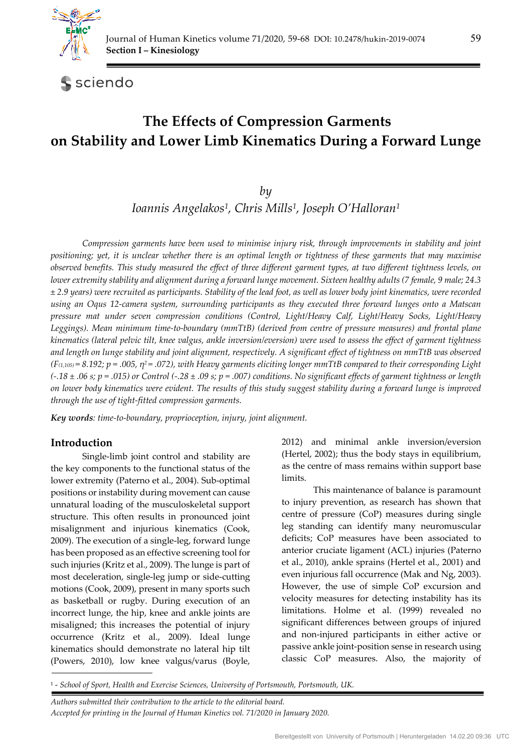# The Effects of Compression Garments on Stability and Lower Limb Kinematics During a Forward Lunge

*by*

*Ioannis Angelakos[1], Chris Mills[1], Joseph O'Halloran[1]*

*Compression garments have been used to minimise injury risk, through improvements in stability and joint positioning; yet, it is unclear whether there is an optimal length or tightness of these garments that may maximise observed benefits. This study measured the effect of three different garment types, at two different tightness levels, on lower extremity stability and alignment during a forward lunge movement. Sixteen healthy adults (7 female, 9 male; 24.3 ± 2.9 years) were recruited as participants. Stability of the lead foot, as well as lower body joint kinematics, were recorded using an Oqus 12-camera system, surrounding participants as they executed three forward lunges onto a Matscan pressure mat under seven compression conditions (Control, Light/Heavy Calf, Light/Heavy Socks, Light/Heavy Leggings). Mean minimum time-to-boundary (mmTtB) (derived from centre of pressure measures) and frontal plane kinematics (lateral pelvic tilt, knee valgus, ankle inversion/eversion) were used to assess the effect of garment tightness and length on lunge stability and joint alignment, respectively. A significant effect of tightness on mmTtB was observed ($F_{(1,105)} = 8.192$; $p = .005$, $\eta^2 = .072$), with Heavy garments eliciting longer mmTtB compared to their corresponding Light ($-.18 \pm .06$ s; $p = .015$) or Control ($-.28 \pm .09$ s; $p = .007$) conditions. No significant effects of garment tightness or length on lower body kinematics were evident. The results of this study suggest stability during a forward lunge is improved through the use of tight-fitted compression garments.*

***Key words**: time-to-boundary, proprioception, injury, joint alignment.*

## Introduction

Single-limb joint control and stability are the key components to the functional status of the lower extremity (Paterno et al., 2004). Sub-optimal positions or instability during movement can cause unnatural loading of the musculoskeletal support structure. This often results in pronounced joint misalignment and injurious kinematics (Cook, 2009). The execution of a single-leg, forward lunge has been proposed as an effective screening tool for such injuries (Kritz et al., 2009). The lunge is part of most deceleration, single-leg jump or side-cutting motions (Cook, 2009), present in many sports such as basketball or rugby. During execution of an incorrect lunge, the hip, knee and ankle joints are misaligned; this increases the potential of injury occurrence (Kritz et al., 2009). Ideal lunge kinematics should demonstrate no lateral hip tilt (Powers, 2010), low knee valgus/varus (Boyle, 2012) and minimal ankle inversion/eversion (Hertel, 2002); thus the body stays in equilibrium, as the centre of mass remains within support base limits.

This maintenance of balance is paramount to injury prevention, as research has shown that centre of pressure (CoP) measures during single leg standing can identify many neuromuscular deficits; CoP measures have been associated to anterior cruciate ligament (ACL) injuries (Paterno et al., 2010), ankle sprains (Hertel et al., 2001) and even injurious fall occurrence (Mak and Ng, 2003). However, the use of simple CoP excursion and velocity measures for detecting instability has its limitations. Holme et al. (1999) revealed no significant differences between groups of injured and non-injured participants in either active or passive ankle joint-position sense in research using classic CoP measures. Also, the majority of

[1] - *School of Sport, Health and Exercise Sciences, University of Portsmouth, Portsmouth, UK.*

*Authors submitted their contribution to the article to the editorial board.*
*Accepted for printing in the Journal of Human Kinetics vol. 71/2020 in January 2020.*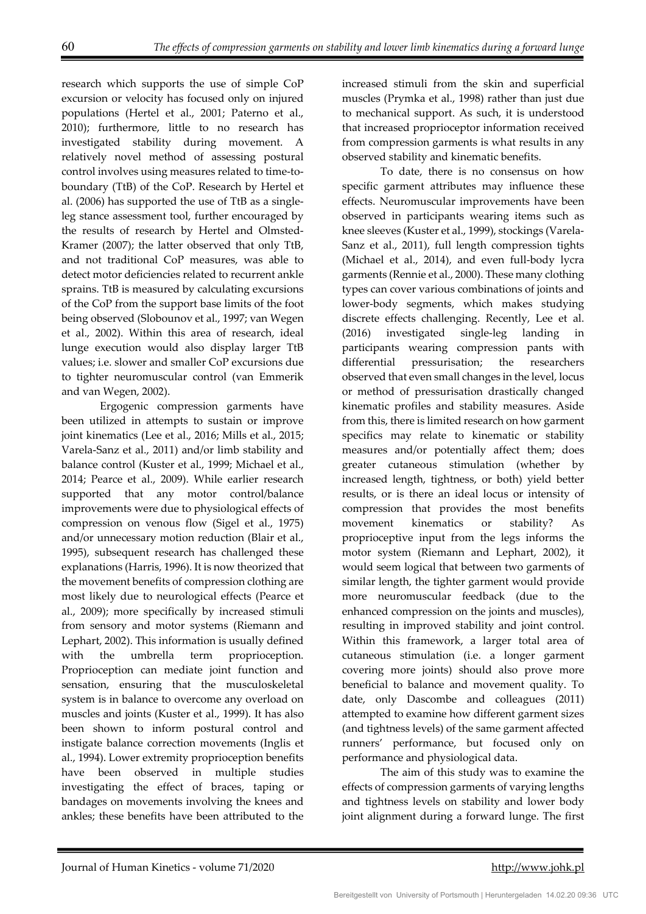research which supports the use of simple CoP excursion or velocity has focused only on injured populations (Hertel et al., 2001; Paterno et al., 2010); furthermore, little to no research has investigated stability during movement. A relatively novel method of assessing postural control involves using measures related to time-to-boundary (TtB) of the CoP. Research by Hertel et al. (2006) has supported the use of TtB as a single-leg stance assessment tool, further encouraged by the results of research by Hertel and Olmsted-Kramer (2007); the latter observed that only TtB, and not traditional CoP measures, was able to detect motor deficiencies related to recurrent ankle sprains. TtB is measured by calculating excursions of the CoP from the support base limits of the foot being observed (Slobounov et al., 1997; van Wegen et al., 2002). Within this area of research, ideal lunge execution would also display larger TtB values; i.e. slower and smaller CoP excursions due to tighter neuromuscular control (van Emmerik and van Wegen, 2002).

Ergogenic compression garments have been utilized in attempts to sustain or improve joint kinematics (Lee et al., 2016; Mills et al., 2015; Varela-Sanz et al., 2011) and/or limb stability and balance control (Kuster et al., 1999; Michael et al., 2014; Pearce et al., 2009). While earlier research supported that any motor control/balance improvements were due to physiological effects of compression on venous flow (Sigel et al., 1975) and/or unnecessary motion reduction (Blair et al., 1995), subsequent research has challenged these explanations (Harris, 1996). It is now theorized that the movement benefits of compression clothing are most likely due to neurological effects (Pearce et al., 2009); more specifically by increased stimuli from sensory and motor systems (Riemann and Lephart, 2002). This information is usually defined with the umbrella term proprioception. Proprioception can mediate joint function and sensation, ensuring that the musculoskeletal system is in balance to overcome any overload on muscles and joints (Kuster et al., 1999). It has also been shown to inform postural control and instigate balance correction movements (Inglis et al., 1994). Lower extremity proprioception benefits have been observed in multiple studies investigating the effect of braces, taping or bandages on movements involving the knees and ankles; these benefits have been attributed to the increased stimuli from the skin and superficial muscles (Prymka et al., 1998) rather than just due to mechanical support. As such, it is understood that increased proprioceptor information received from compression garments is what results in any observed stability and kinematic benefits.

To date, there is no consensus on how specific garment attributes may influence these effects. Neuromuscular improvements have been observed in participants wearing items such as knee sleeves (Kuster et al., 1999), stockings (Varela-Sanz et al., 2011), full length compression tights (Michael et al., 2014), and even full-body lycra garments (Rennie et al., 2000). These many clothing types can cover various combinations of joints and lower-body segments, which makes studying discrete effects challenging. Recently, Lee et al. (2016) investigated single-leg landing in participants wearing compression pants with differential pressurisation; the researchers observed that even small changes in the level, locus or method of pressurisation drastically changed kinematic profiles and stability measures. Aside from this, there is limited research on how garment specifics may relate to kinematic or stability measures and/or potentially affect them; does greater cutaneous stimulation (whether by increased length, tightness, or both) yield better results, or is there an ideal locus or intensity of compression that provides the most benefits movement kinematics or stability? As proprioceptive input from the legs informs the motor system (Riemann and Lephart, 2002), it would seem logical that between two garments of similar length, the tighter garment would provide more neuromuscular feedback (due to the enhanced compression on the joints and muscles), resulting in improved stability and joint control. Within this framework, a larger total area of cutaneous stimulation (i.e. a longer garment covering more joints) should also prove more beneficial to balance and movement quality. To date, only Dascombe and colleagues (2011) attempted to examine how different garment sizes (and tightness levels) of the same garment affected runners' performance, but focused only on performance and physiological data.

The aim of this study was to examine the effects of compression garments of varying lengths and tightness levels on stability and lower body joint alignment during a forward lunge. The first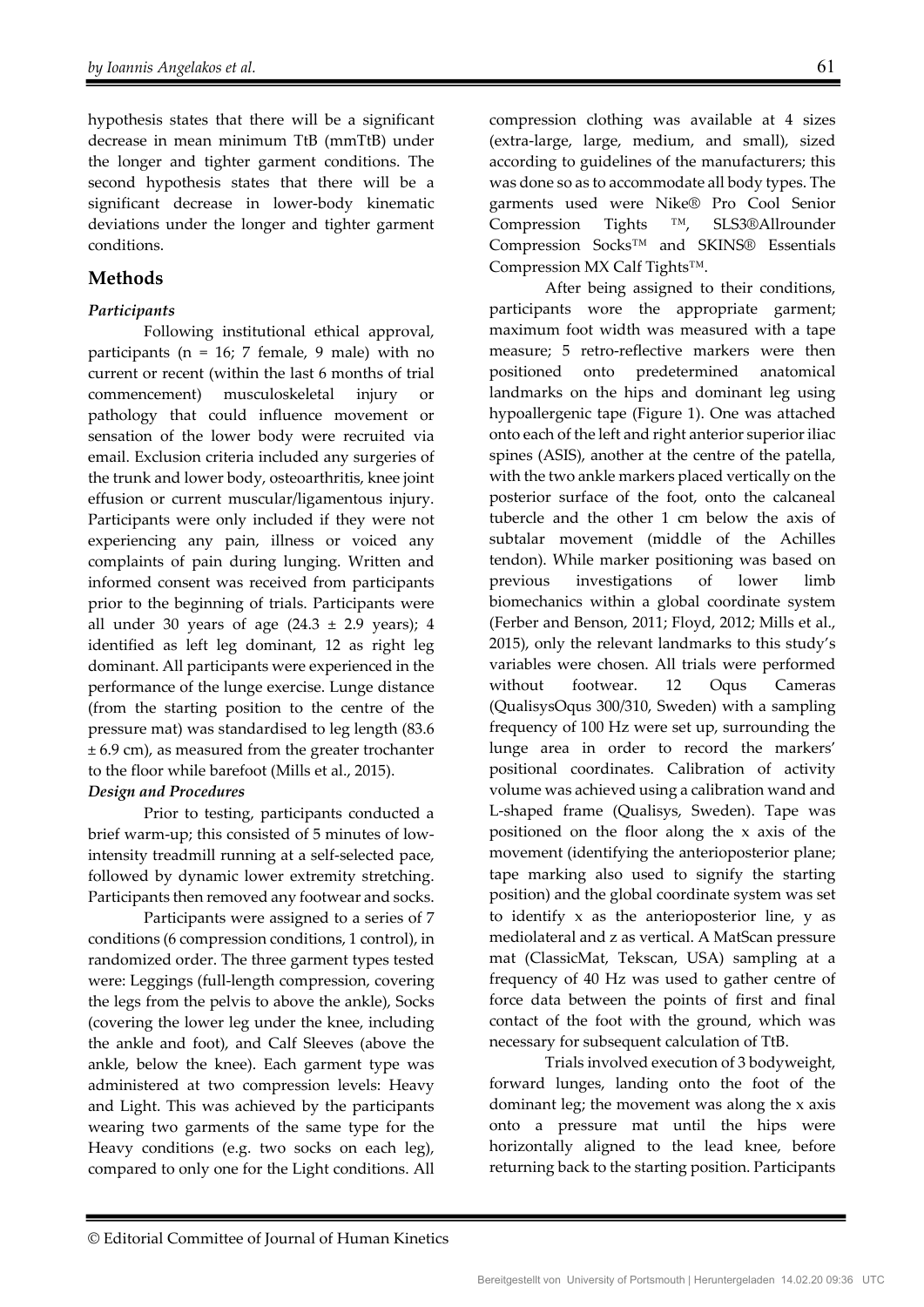hypothesis states that there will be a significant decrease in mean minimum TtB (mmTtB) under the longer and tighter garment conditions. The second hypothesis states that there will be a significant decrease in lower-body kinematic deviations under the longer and tighter garment conditions.

## Methods

### *Participants*

Following institutional ethical approval, participants (n = 16; 7 female, 9 male) with no current or recent (within the last 6 months of trial commencement) musculoskeletal injury or pathology that could influence movement or sensation of the lower body were recruited via email. Exclusion criteria included any surgeries of the trunk and lower body, osteoarthritis, knee joint effusion or current muscular/ligamentous injury. Participants were only included if they were not experiencing any pain, illness or voiced any complaints of pain during lunging. Written and informed consent was received from participants prior to the beginning of trials. Participants were all under 30 years of age (24.3 ± 2.9 years); 4 identified as left leg dominant, 12 as right leg dominant. All participants were experienced in the performance of the lunge exercise. Lunge distance (from the starting position to the centre of the pressure mat) was standardised to leg length (83.6 ± 6.9 cm), as measured from the greater trochanter to the floor while barefoot (Mills et al., 2015).

### *Design and Procedures*

Prior to testing, participants conducted a brief warm-up; this consisted of 5 minutes of low-intensity treadmill running at a self-selected pace, followed by dynamic lower extremity stretching. Participants then removed any footwear and socks.

Participants were assigned to a series of 7 conditions (6 compression conditions, 1 control), in randomized order. The three garment types tested were: Leggings (full-length compression, covering the legs from the pelvis to above the ankle), Socks (covering the lower leg under the knee, including the ankle and foot), and Calf Sleeves (above the ankle, below the knee). Each garment type was administered at two compression levels: Heavy and Light. This was achieved by the participants wearing two garments of the same type for the Heavy conditions (e.g. two socks on each leg), compared to only one for the Light conditions. All compression clothing was available at 4 sizes (extra-large, large, medium, and small), sized according to guidelines of the manufacturers; this was done so as to accommodate all body types. The garments used were Nike® Pro Cool Senior Compression Tights ™, SLS3®Allrounder Compression Socks™ and SKINS® Essentials Compression MX Calf Tights™.

After being assigned to their conditions, participants wore the appropriate garment; maximum foot width was measured with a tape measure; 5 retro-reflective markers were then positioned onto predetermined anatomical landmarks on the hips and dominant leg using hypoallergenic tape (Figure 1). One was attached onto each of the left and right anterior superior iliac spines (ASIS), another at the centre of the patella, with the two ankle markers placed vertically on the posterior surface of the foot, onto the calcaneal tubercle and the other 1 cm below the axis of subtalar movement (middle of the Achilles tendon). While marker positioning was based on previous investigations of lower limb biomechanics within a global coordinate system (Ferber and Benson, 2011; Floyd, 2012; Mills et al., 2015), only the relevant landmarks to this study's variables were chosen. All trials were performed without footwear. 12 Oqus Cameras (QualisysOqus 300/310, Sweden) with a sampling frequency of 100 Hz were set up, surrounding the lunge area in order to record the markers' positional coordinates. Calibration of activity volume was achieved using a calibration wand and L-shaped frame (Qualisys, Sweden). Tape was positioned on the floor along the x axis of the movement (identifying the anterioposterior plane; tape marking also used to signify the starting position) and the global coordinate system was set to identify x as the anterioposterior line, y as mediolateral and z as vertical. A MatScan pressure mat (ClassicMat, Tekscan, USA) sampling at a frequency of 40 Hz was used to gather centre of force data between the points of first and final contact of the foot with the ground, which was necessary for subsequent calculation of TtB.

Trials involved execution of 3 bodyweight, forward lunges, landing onto the foot of the dominant leg; the movement was along the x axis onto a pressure mat until the hips were horizontally aligned to the lead knee, before returning back to the starting position. Participants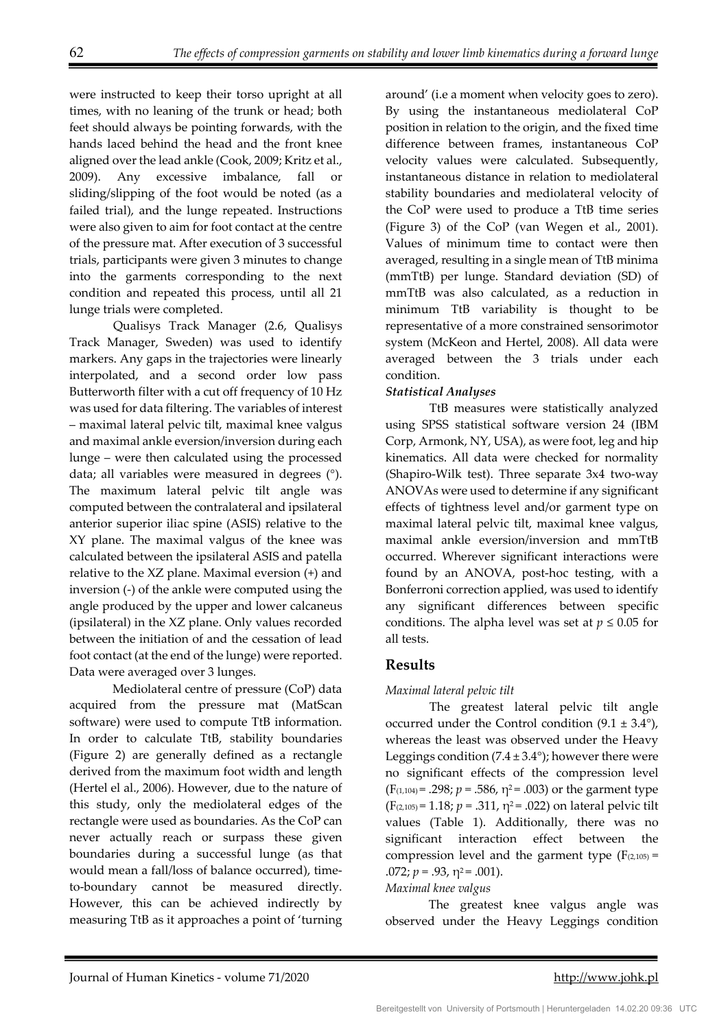were instructed to keep their torso upright at all times, with no leaning of the trunk or head; both feet should always be pointing forwards, with the hands laced behind the head and the front knee aligned over the lead ankle (Cook, 2009; Kritz et al., 2009). Any excessive imbalance, fall or sliding/slipping of the foot would be noted (as a failed trial), and the lunge repeated. Instructions were also given to aim for foot contact at the centre of the pressure mat. After execution of 3 successful trials, participants were given 3 minutes to change into the garments corresponding to the next condition and repeated this process, until all 21 lunge trials were completed.

Qualisys Track Manager (2.6, Qualisys Track Manager, Sweden) was used to identify markers. Any gaps in the trajectories were linearly interpolated, and a second order low pass Butterworth filter with a cut off frequency of 10 Hz was used for data filtering. The variables of interest – maximal lateral pelvic tilt, maximal knee valgus and maximal ankle eversion/inversion during each lunge – were then calculated using the processed data; all variables were measured in degrees (°). The maximum lateral pelvic tilt angle was computed between the contralateral and ipsilateral anterior superior iliac spine (ASIS) relative to the XY plane. The maximal valgus of the knee was calculated between the ipsilateral ASIS and patella relative to the XZ plane. Maximal eversion (+) and inversion (-) of the ankle were computed using the angle produced by the upper and lower calcaneus (ipsilateral) in the XZ plane. Only values recorded between the initiation of and the cessation of lead foot contact (at the end of the lunge) were reported. Data were averaged over 3 lunges.

Mediolateral centre of pressure (CoP) data acquired from the pressure mat (MatScan software) were used to compute TtB information. In order to calculate TtB, stability boundaries (Figure 2) are generally defined as a rectangle derived from the maximum foot width and length (Hertel el al., 2006). However, due to the nature of this study, only the mediolateral edges of the rectangle were used as boundaries. As the CoP can never actually reach or surpass these given boundaries during a successful lunge (as that would mean a fall/loss of balance occurred), time-to-boundary cannot be measured directly. However, this can be achieved indirectly by measuring TtB as it approaches a point of 'turning around' (i.e a moment when velocity goes to zero). By using the instantaneous mediolateral CoP position in relation to the origin, and the fixed time difference between frames, instantaneous CoP velocity values were calculated. Subsequently, instantaneous distance in relation to mediolateral stability boundaries and mediolateral velocity of the CoP were used to produce a TtB time series (Figure 3) of the CoP (van Wegen et al., 2001). Values of minimum time to contact were then averaged, resulting in a single mean of TtB minima (mmTtB) per lunge. Standard deviation (SD) of mmTtB was also calculated, as a reduction in minimum TtB variability is thought to be representative of a more constrained sensorimotor system (McKeon and Hertel, 2008). All data were averaged between the 3 trials under each condition.

### *Statistical Analyses*

TtB measures were statistically analyzed using SPSS statistical software version 24 (IBM Corp, Armonk, NY, USA), as were foot, leg and hip kinematics. All data were checked for normality (Shapiro-Wilk test). Three separate 3x4 two-way ANOVAs were used to determine if any significant effects of tightness level and/or garment type on maximal lateral pelvic tilt, maximal knee valgus, maximal ankle eversion/inversion and mmTtB occurred. Wherever significant interactions were found by an ANOVA, post-hoc testing, with a Bonferroni correction applied, was used to identify any significant differences between specific conditions. The alpha level was set at $p \leq 0.05$ for all tests.

## Results

### *Maximal lateral pelvic tilt*

The greatest lateral pelvic tilt angle occurred under the Control condition (9.1 ± 3.4°), whereas the least was observed under the Heavy Leggings condition (7.4 ± 3.4°); however there were no significant effects of the compression level ($F_{(1,104)} = .298$; $p = .586$, $\eta^2 = .003$) or the garment type ($F_{(2,105)} = 1.18$; $p = .311$, $\eta^2 = .022$) on lateral pelvic tilt values (Table 1). Additionally, there was no significant interaction effect between the compression level and the garment type ($F_{(2,105)} = .072$; $p = .93$, $\eta^2 = .001$).

### *Maximal knee valgus*

The greatest knee valgus angle was observed under the Heavy Leggings condition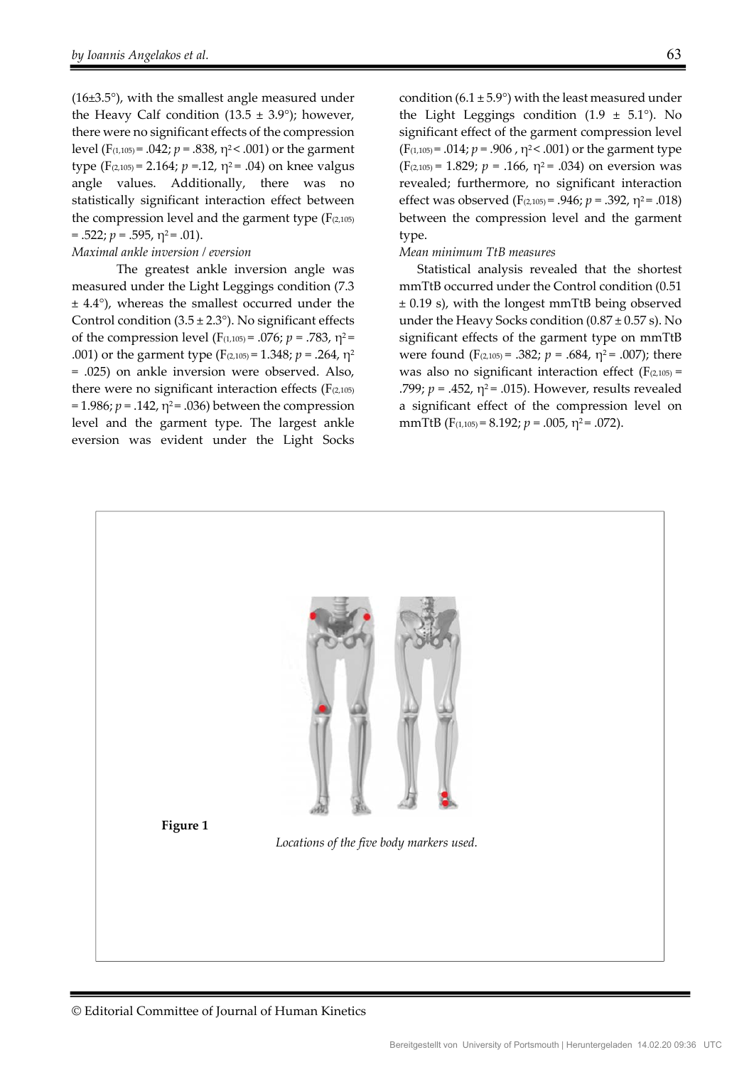(16±3.5°), with the smallest angle measured under the Heavy Calf condition (13.5 ± 3.9°); however, there were no significant effects of the compression level ($F_{(1,105)}$ = .042; $p$ = .838, $\eta^2$ < .001) or the garment type ($F_{(2,105)}$ = 2.164; $p$ =.12, $\eta^2$ = .04) on knee valgus angle values. Additionally, there was no statistically significant interaction effect between the compression level and the garment type ($F_{(2,105)}$ = .522; $p$ = .595, $\eta^2$ = .01).

*Maximal ankle inversion / eversion*

The greatest ankle inversion angle was measured under the Light Leggings condition (7.3 ± 4.4°), whereas the smallest occurred under the Control condition (3.5 ± 2.3°). No significant effects of the compression level ($F_{(1,105)}$ = .076; $p$ = .783, $\eta^2$ = .001) or the garment type ($F_{(2,105)}$ = 1.348; $p$ = .264, $\eta^2$ = .025) on ankle inversion were observed. Also, there were no significant interaction effects ($F_{(2,105)}$ = 1.986; $p$ = .142, $\eta^2$ = .036) between the compression level and the garment type. The largest ankle eversion was evident under the Light Socks condition (6.1 ± 5.9°) with the least measured under the Light Leggings condition (1.9 ± 5.1°). No significant effect of the garment compression level ($F_{(1,105)}$ = .014; $p$ = .906 , $\eta^2$ < .001) or the garment type ($F_{(2,105)}$ = 1.829; $p$ = .166, $\eta^2$ = .034) on eversion was revealed; furthermore, no significant interaction effect was observed ($F_{(2,105)}$ = .946; $p$ = .392, $\eta^2$ = .018) between the compression level and the garment type.

*Mean minimum TtB measures*

Statistical analysis revealed that the shortest mmTtB occurred under the Control condition (0.51 ± 0.19 s), with the longest mmTtB being observed under the Heavy Socks condition (0.87 ± 0.57 s). No significant effects of the garment type on mmTtB were found ($F_{(2,105)}$ = .382; $p$ = .684, $\eta^2$ = .007); there was also no significant interaction effect ($F_{(2,105)}$ = .799; $p$ = .452, $\eta^2$ = .015). However, results revealed a significant effect of the compression level on mmTtB ($F_{(1,105)}$ = 8.192; $p$ = .005, $\eta^2$ = .072).

**Figure 1**

*Locations of the five body markers used.*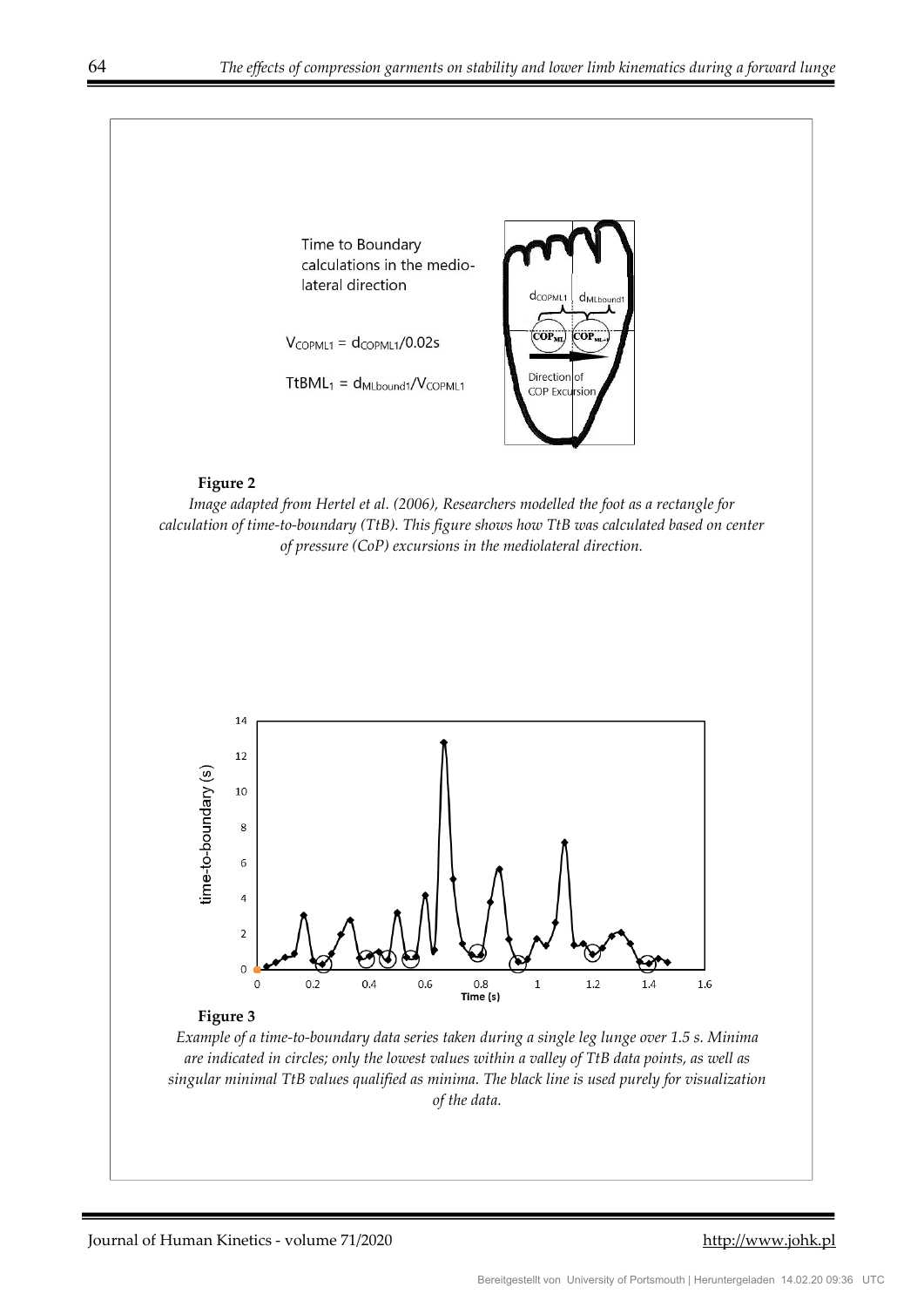Time to Boundary calculations in the medio-lateral direction

$V_{COPML1} = d_{COPML1}/0.02s$

$TtBML_1 = d_{MLbound1}/V_{COPML1}$

**Figure 2**

*Image adapted from Hertel et al. (2006), Researchers modelled the foot as a rectangle for calculation of time-to-boundary (TtB). This figure shows how TtB was calculated based on center of pressure (CoP) excursions in the mediolateral direction.*

**Figure 3**

*Example of a time-to-boundary data series taken during a single leg lunge over 1.5 s. Minima are indicated in circles; only the lowest values within a valley of TtB data points, as well as singular minimal TtB values qualified as minima. The black line is used purely for visualization of the data.*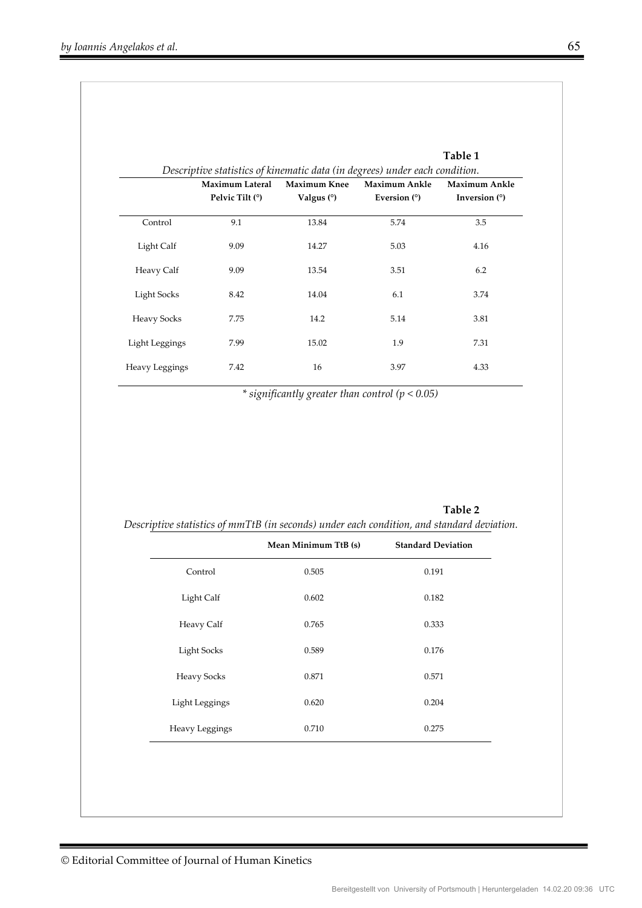**Table 1**

*Descriptive statistics of kinematic data (in degrees) under each condition.*

| | Maximum Lateral Pelvic Tilt (°) | Maximum Knee Valgus (°) | Maximum Ankle Eversion (°) | Maximum Ankle Inversion (°) |
|---|---|---|---|---|
| Control | 9.1 | 13.84 | 5.74 | 3.5 |
| Light Calf | 9.09 | 14.27 | 5.03 | 4.16 |
| Heavy Calf | 9.09 | 13.54 | 3.51 | 6.2 |
| Light Socks | 8.42 | 14.04 | 6.1 | 3.74 |
| Heavy Socks | 7.75 | 14.2 | 5.14 | 3.81 |
| Light Leggings | 7.99 | 15.02 | 1.9 | 7.31 |
| Heavy Leggings | 7.42 | 16 | 3.97 | 4.33 |

*\* significantly greater than control ($p < 0.05$)*

**Table 2**

*Descriptive statistics of mmTtB (in seconds) under each condition, and standard deviation.*

| | Mean Minimum TtB (s) | Standard Deviation |
|---|---|---|
| Control | 0.505 | 0.191 |
| Light Calf | 0.602 | 0.182 |
| Heavy Calf | 0.765 | 0.333 |
| Light Socks | 0.589 | 0.176 |
| Heavy Socks | 0.871 | 0.571 |
| Light Leggings | 0.620 | 0.204 |
| Heavy Leggings | 0.710 | 0.275 |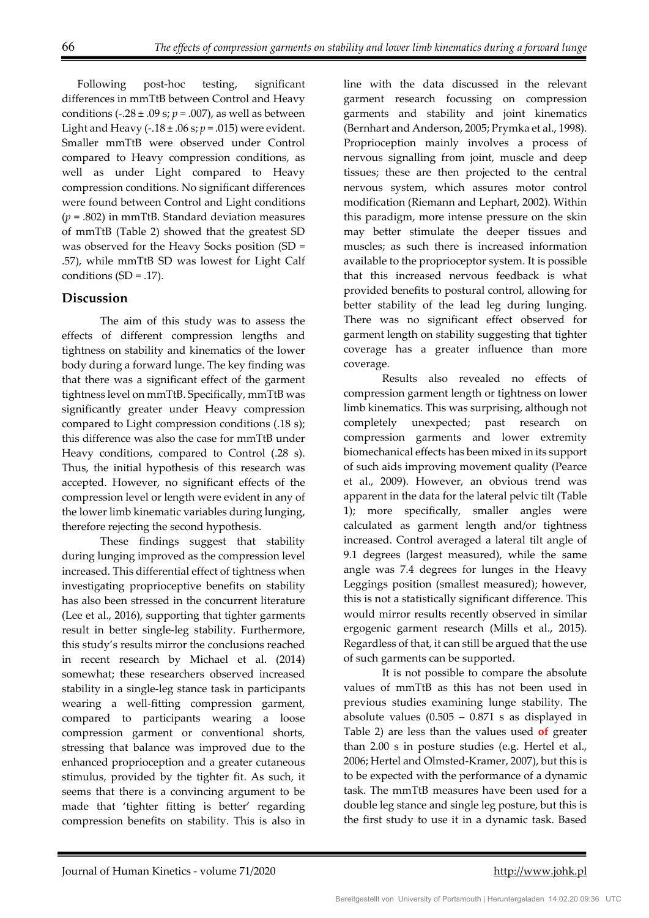Following post-hoc testing, significant differences in mmTtB between Control and Heavy conditions ($-.28 \pm .09$ s; $p = .007$), as well as between Light and Heavy ($-.18 \pm .06$ s; $p = .015$) were evident. Smaller mmTtB were observed under Control compared to Heavy compression conditions, as well as under Light compared to Heavy compression conditions. No significant differences were found between Control and Light conditions ($p = .802$) in mmTtB. Standard deviation measures of mmTtB (Table 2) showed that the greatest SD was observed for the Heavy Socks position (SD = .57), while mmTtB SD was lowest for Light Calf conditions (SD = .17).

## Discussion

The aim of this study was to assess the effects of different compression lengths and tightness on stability and kinematics of the lower body during a forward lunge. The key finding was that there was a significant effect of the garment tightness level on mmTtB. Specifically, mmTtB was significantly greater under Heavy compression compared to Light compression conditions (.18 s); this difference was also the case for mmTtB under Heavy conditions, compared to Control (.28 s). Thus, the initial hypothesis of this research was accepted. However, no significant effects of the compression level or length were evident in any of the lower limb kinematic variables during lunging, therefore rejecting the second hypothesis.

These findings suggest that stability during lunging improved as the compression level increased. This differential effect of tightness when investigating proprioceptive benefits on stability has also been stressed in the concurrent literature (Lee et al., 2016), supporting that tighter garments result in better single-leg stability. Furthermore, this study's results mirror the conclusions reached in recent research by Michael et al. (2014) somewhat; these researchers observed increased stability in a single-leg stance task in participants wearing a well-fitting compression garment, compared to participants wearing a loose compression garment or conventional shorts, stressing that balance was improved due to the enhanced proprioception and a greater cutaneous stimulus, provided by the tighter fit. As such, it seems that there is a convincing argument to be made that 'tighter fitting is better' regarding compression benefits on stability. This is also in line with the data discussed in the relevant garment research focussing on compression garments and stability and joint kinematics (Bernhart and Anderson, 2005; Prymka et al., 1998). Proprioception mainly involves a process of nervous signalling from joint, muscle and deep tissues; these are then projected to the central nervous system, which assures motor control modification (Riemann and Lephart, 2002). Within this paradigm, more intense pressure on the skin may better stimulate the deeper tissues and muscles; as such there is increased information available to the proprioceptor system. It is possible that this increased nervous feedback is what provided benefits to postural control, allowing for better stability of the lead leg during lunging. There was no significant effect observed for garment length on stability suggesting that tighter coverage has a greater influence than more coverage.

Results also revealed no effects of compression garment length or tightness on lower limb kinematics. This was surprising, although not completely unexpected; past research on compression garments and lower extremity biomechanical effects has been mixed in its support of such aids improving movement quality (Pearce et al., 2009). However, an obvious trend was apparent in the data for the lateral pelvic tilt (Table 1); more specifically, smaller angles were calculated as garment length and/or tightness increased. Control averaged a lateral tilt angle of 9.1 degrees (largest measured), while the same angle was 7.4 degrees for lunges in the Heavy Leggings position (smallest measured); however, this is not a statistically significant difference. This would mirror results recently observed in similar ergogenic garment research (Mills et al., 2015). Regardless of that, it can still be argued that the use of such garments can be supported.

It is not possible to compare the absolute values of mmTtB as this has not been used in previous studies examining lunge stability. The absolute values (0.505 – 0.871 s as displayed in Table 2) are less than the values used **of** greater than 2.00 s in posture studies (e.g. Hertel et al., 2006; Hertel and Olmsted-Kramer, 2007), but this is to be expected with the performance of a dynamic task. The mmTtB measures have been used for a double leg stance and single leg posture, but this is the first study to use it in a dynamic task. Based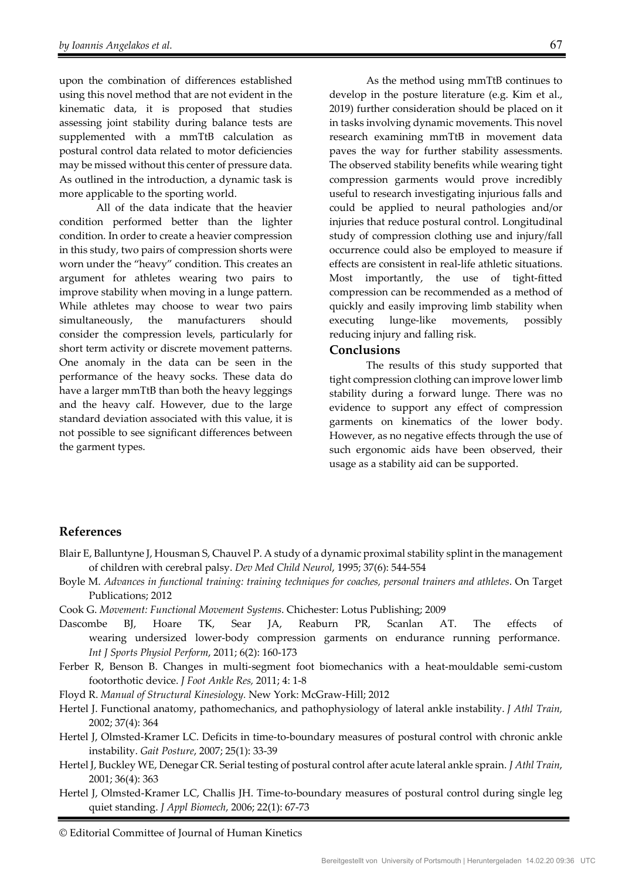upon the combination of differences established using this novel method that are not evident in the kinematic data, it is proposed that studies assessing joint stability during balance tests are supplemented with a mmTtB calculation as postural control data related to motor deficiencies may be missed without this center of pressure data. As outlined in the introduction, a dynamic task is more applicable to the sporting world.

All of the data indicate that the heavier condition performed better than the lighter condition. In order to create a heavier compression in this study, two pairs of compression shorts were worn under the "heavy" condition. This creates an argument for athletes wearing two pairs to improve stability when moving in a lunge pattern. While athletes may choose to wear two pairs simultaneously, the manufacturers should consider the compression levels, particularly for short term activity or discrete movement patterns. One anomaly in the data can be seen in the performance of the heavy socks. These data do have a larger mmTtB than both the heavy leggings and the heavy calf. However, due to the large standard deviation associated with this value, it is not possible to see significant differences between the garment types.

As the method using mmTtB continues to develop in the posture literature (e.g. Kim et al., 2019) further consideration should be placed on it in tasks involving dynamic movements. This novel research examining mmTtB in movement data paves the way for further stability assessments. The observed stability benefits while wearing tight compression garments would prove incredibly useful to research investigating injurious falls and could be applied to neural pathologies and/or injuries that reduce postural control. Longitudinal study of compression clothing use and injury/fall occurrence could also be employed to measure if effects are consistent in real-life athletic situations. Most importantly, the use of tight-fitted compression can be recommended as a method of quickly and easily improving limb stability when executing lunge-like movements, possibly reducing injury and falling risk.

## Conclusions

The results of this study supported that tight compression clothing can improve lower limb stability during a forward lunge. There was no evidence to support any effect of compression garments on kinematics of the lower body. However, as no negative effects through the use of such ergonomic aids have been observed, their usage as a stability aid can be supported.

## References

Blair E, Balluntyne J, Housman S, Chauvel P. A study of a dynamic proximal stability splint in the management of children with cerebral palsy. *Dev Med Child Neurol*, 1995; 37(6): 544-554

Boyle M. *Advances in functional training: training techniques for coaches, personal trainers and athletes*. On Target Publications; 2012

Cook G. *Movement: Functional Movement Systems*. Chichester: Lotus Publishing; 2009

Dascombe BJ, Hoare TK, Sear JA, Reaburn PR, Scanlan AT. The effects of wearing undersized lower-body compression garments on endurance running performance. *Int J Sports Physiol Perform*, 2011; 6(2): 160-173

Ferber R, Benson B. Changes in multi-segment foot biomechanics with a heat-mouldable semi-custom footorthotic device. *J Foot Ankle Res,* 2011; 4: 1-8

Floyd R. *Manual of Structural Kinesiology*. New York: McGraw-Hill; 2012

Hertel J. Functional anatomy, pathomechanics, and pathophysiology of lateral ankle instability. *J Athl Train,* 2002; 37(4): 364

Hertel J, Olmsted-Kramer LC. Deficits in time-to-boundary measures of postural control with chronic ankle instability. *Gait Posture*, 2007; 25(1): 33-39

Hertel J, Buckley WE, Denegar CR. Serial testing of postural control after acute lateral ankle sprain. *J Athl Train*, 2001; 36(4): 363

Hertel J, Olmsted-Kramer LC, Challis JH. Time-to-boundary measures of postural control during single leg quiet standing. *J Appl Biomech*, 2006; 22(1): 67-73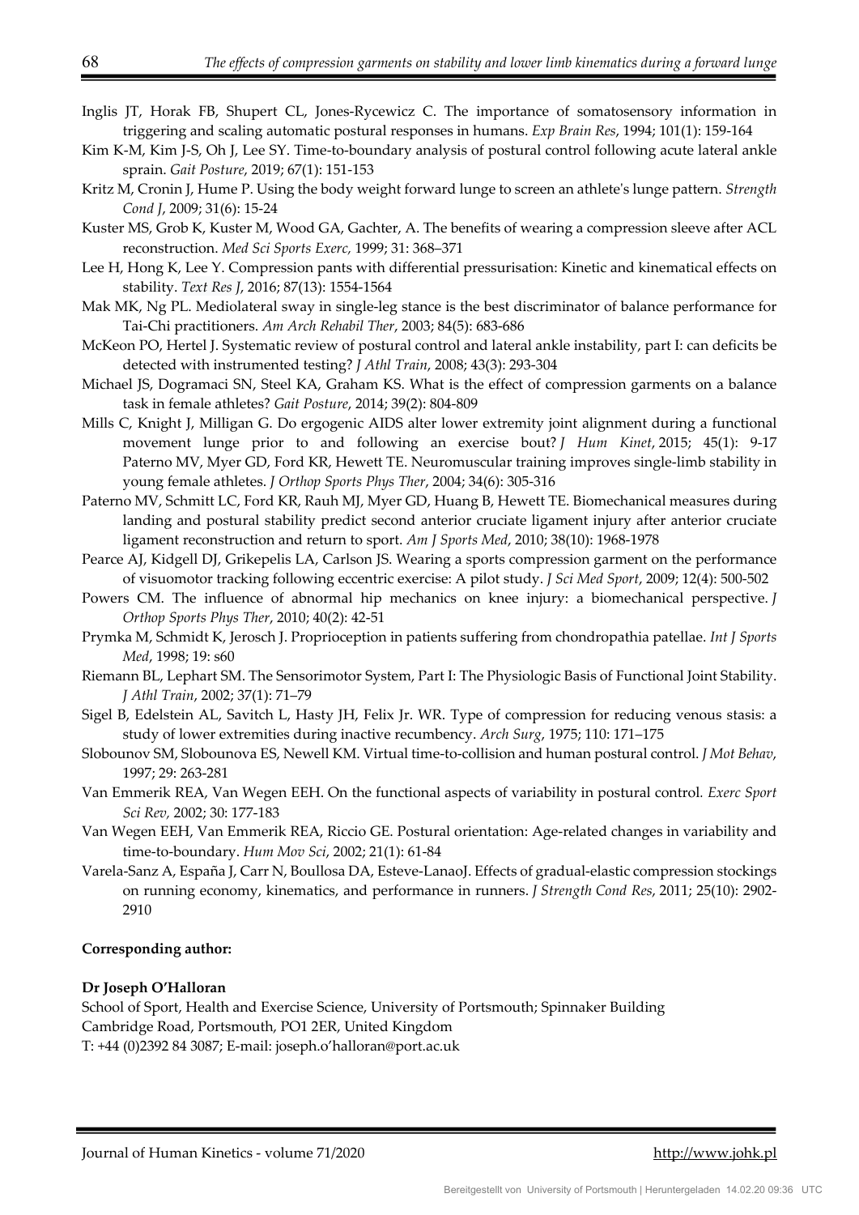Inglis JT, Horak FB, Shupert CL, Jones-Rycewicz C. The importance of somatosensory information in triggering and scaling automatic postural responses in humans. *Exp Brain Res*, 1994; 101(1): 159-164

Kim K-M, Kim J-S, Oh J, Lee SY. Time-to-boundary analysis of postural control following acute lateral ankle sprain. *Gait Posture*, 2019; 67(1): 151-153

Kritz M, Cronin J, Hume P. Using the body weight forward lunge to screen an athlete's lunge pattern. *Strength Cond J*, 2009; 31(6): 15-24

Kuster MS, Grob K, Kuster M, Wood GA, Gachter, A. The benefits of wearing a compression sleeve after ACL reconstruction. *Med Sci Sports Exerc,* 1999; 31: 368–371

Lee H, Hong K, Lee Y. Compression pants with differential pressurisation: Kinetic and kinematical effects on stability. *Text Res J*, 2016; 87(13): 1554-1564

Mak MK, Ng PL. Mediolateral sway in single-leg stance is the best discriminator of balance performance for Tai-Chi practitioners. *Am Arch Rehabil Ther*, 2003; 84(5): 683-686

McKeon PO, Hertel J. Systematic review of postural control and lateral ankle instability, part I: can deficits be detected with instrumented testing? *J Athl Train*, 2008; 43(3): 293-304

Michael JS, Dogramaci SN, Steel KA, Graham KS. What is the effect of compression garments on a balance task in female athletes? *Gait Posture*, 2014; 39(2): 804-809

Mills C, Knight J, Milligan G. Do ergogenic AIDS alter lower extremity joint alignment during a functional movement lunge prior to and following an exercise bout? *J Hum Kinet*, 2015; 45(1): 9-17

Paterno MV, Myer GD, Ford KR, Hewett TE. Neuromuscular training improves single-limb stability in young female athletes. *J Orthop Sports Phys Ther*, 2004; 34(6): 305-316

Paterno MV, Schmitt LC, Ford KR, Rauh MJ, Myer GD, Huang B, Hewett TE. Biomechanical measures during landing and postural stability predict second anterior cruciate ligament injury after anterior cruciate ligament reconstruction and return to sport. *Am J Sports Med*, 2010; 38(10): 1968-1978

Pearce AJ, Kidgell DJ, Grikepelis LA, Carlson JS. Wearing a sports compression garment on the performance of visuomotor tracking following eccentric exercise: A pilot study. *J Sci Med Sport*, 2009; 12(4): 500-502

Powers CM. The influence of abnormal hip mechanics on knee injury: a biomechanical perspective. *J Orthop Sports Phys Ther*, 2010; 40(2): 42-51

Prymka M, Schmidt K, Jerosch J. Proprioception in patients suffering from chondropathia patellae. *Int J Sports Med*, 1998; 19: s60

Riemann BL, Lephart SM. The Sensorimotor System, Part I: The Physiologic Basis of Functional Joint Stability. *J Athl Train*, 2002; 37(1): 71–79

Sigel B, Edelstein AL, Savitch L, Hasty JH, Felix Jr. WR. Type of compression for reducing venous stasis: a study of lower extremities during inactive recumbency. *Arch Surg*, 1975; 110: 171–175

Slobounov SM, Slobounova ES, Newell KM. Virtual time-to-collision and human postural control. *J Mot Behav*, 1997; 29: 263-281

Van Emmerik REA, Van Wegen EEH. On the functional aspects of variability in postural control. *Exerc Sport Sci Rev,* 2002; 30: 177-183

Van Wegen EEH, Van Emmerik REA, Riccio GE. Postural orientation: Age-related changes in variability and time-to-boundary. *Hum Mov Sci*, 2002; 21(1): 61-84

Varela-Sanz A, España J, Carr N, Boullosa DA, Esteve-LanaoJ. Effects of gradual-elastic compression stockings on running economy, kinematics, and performance in runners. *J Strength Cond Res*, 2011; 25(10): 2902-2910

**Corresponding author:**

**Dr Joseph O'Halloran**

School of Sport, Health and Exercise Science, University of Portsmouth; Spinnaker Building
Cambridge Road, Portsmouth, PO1 2ER, United Kingdom
T: +44 (0)2392 84 3087; E-mail: joseph.o'halloran@port.ac.uk